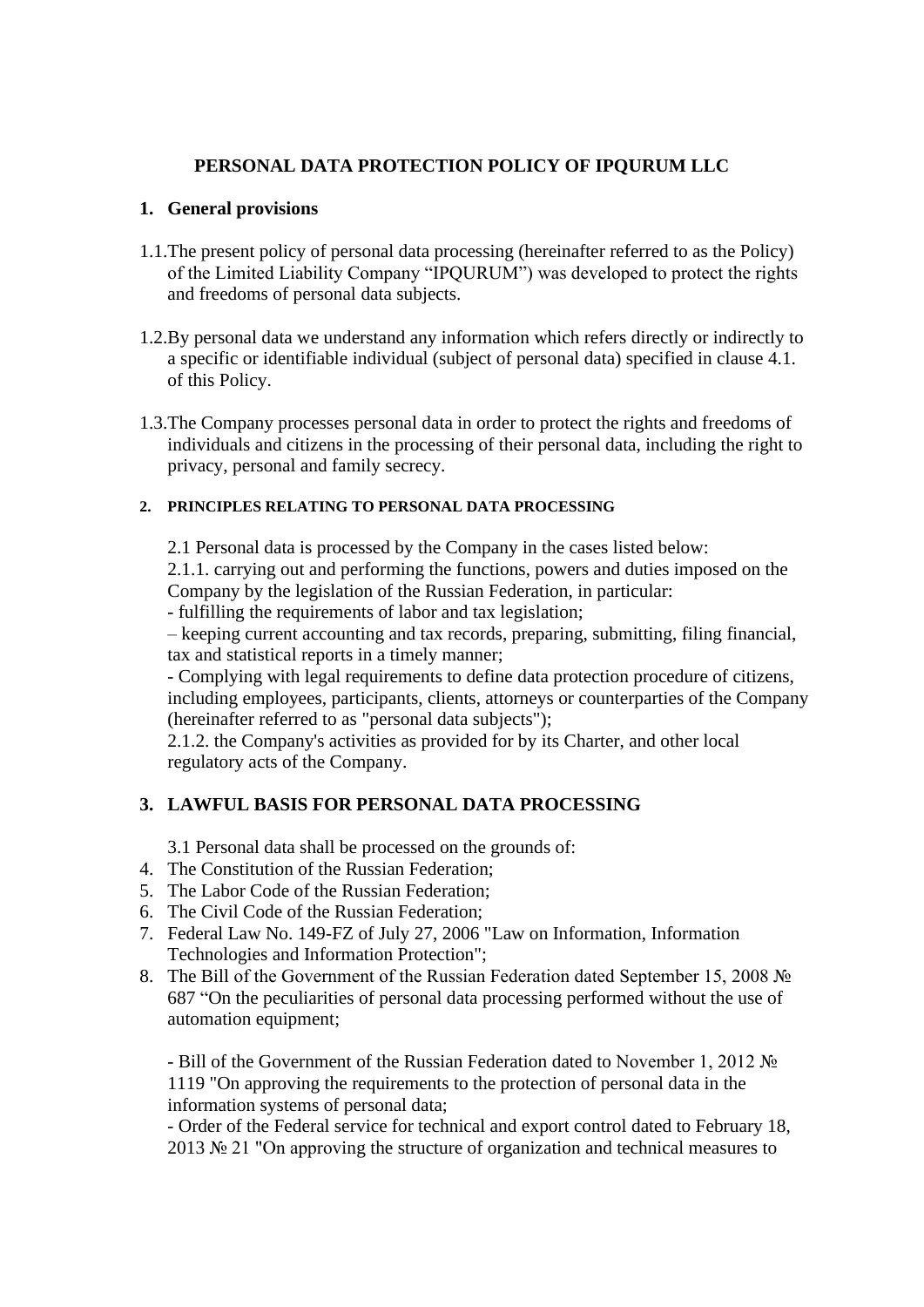**PERSONAL DATA PROTECTION POLICY OF IPQURUM LLC**

1. **General provisions**

1.1. The present policy of personal data processing (hereinafter referred to as the Policy) of the Limited Liability Company "IPQURUM") was developed to protect the rights and freedoms of personal data subjects.

1.2. By personal data we understand any information which refers directly or indirectly to a specific or identifiable individual (subject of personal data) specified in clause 4.1. of this Policy.

1.3. The Company processes personal data in order to protect the rights and freedoms of individuals and citizens in the processing of their personal data, including the right to privacy, personal and family secrecy.

2. **PRINCIPLES RELATING TO PERSONAL DATA PROCESSING**

2.1 Personal data is processed by the Company in the cases listed below:
2.1.1. carrying out and performing the functions, powers and duties imposed on the Company by the legislation of the Russian Federation, in particular:
- fulfilling the requirements of labor and tax legislation;
– keeping current accounting and tax records, preparing, submitting, filing financial, tax and statistical reports in a timely manner;
- Complying with legal requirements to define data protection procedure of citizens, including employees, participants, clients, attorneys or counterparties of the Company (hereinafter referred to as "personal data subjects");
2.1.2. the Company's activities as provided for by its Charter, and other local regulatory acts of the Company.

3. **LAWFUL BASIS FOR PERSONAL DATA PROCESSING**

3.1 Personal data shall be processed on the grounds of:

4. The Constitution of the Russian Federation;
5. The Labor Code of the Russian Federation;
6. The Civil Code of the Russian Federation;
7. Federal Law No. 149-FZ of July 27, 2006 "Law on Information, Information Technologies and Information Protection";
8. The Bill of the Government of the Russian Federation dated September 15, 2008 № 687 "On the peculiarities of personal data processing performed without the use of automation equipment;

- Bill of the Government of the Russian Federation dated to November 1, 2012 № 1119 "On approving the requirements to the protection of personal data in the information systems of personal data;
- Order of the Federal service for technical and export control dated to February 18, 2013 № 21 "On approving the structure of organization and technical measures to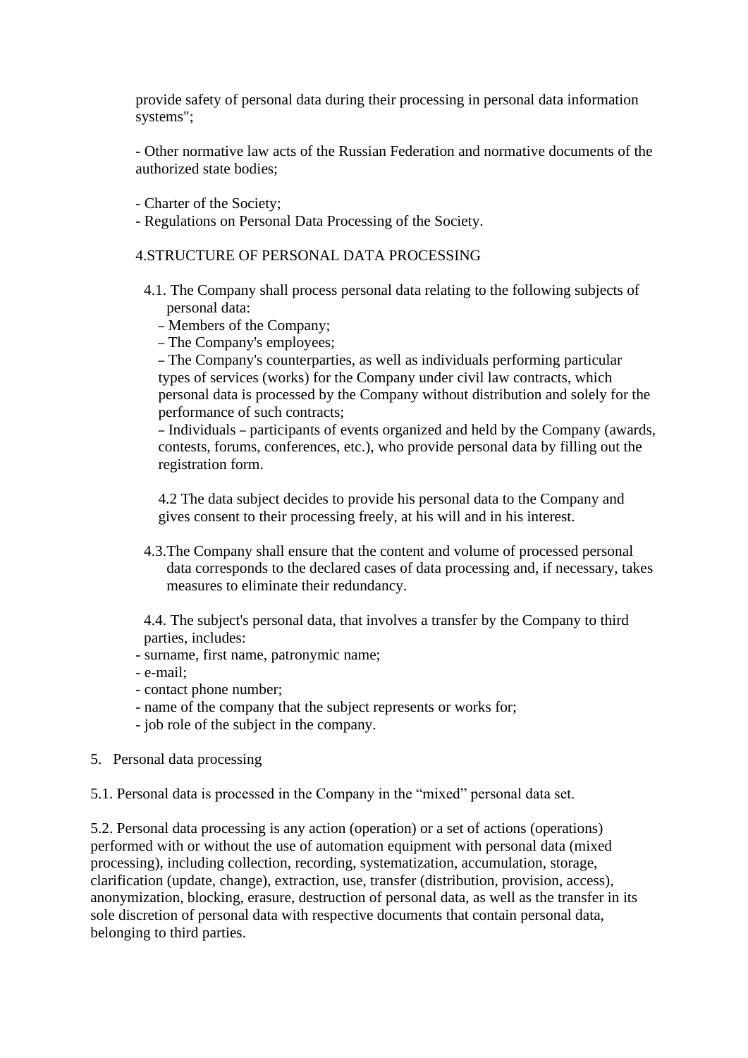provide safety of personal data during their processing in personal data information systems";

- Other normative law acts of the Russian Federation and normative documents of the authorized state bodies;

- Charter of the Society;
- Regulations on Personal Data Processing of the Society.

## 4.STRUCTURE OF PERSONAL DATA PROCESSING

4.1. The Company shall process personal data relating to the following subjects of personal data:

– Members of the Company;
– The Company's employees;
– The Company's counterparties, as well as individuals performing particular types of services (works) for the Company under civil law contracts, which personal data is processed by the Company without distribution and solely for the performance of such contracts;
– Individuals – participants of events organized and held by the Company (awards, contests, forums, conferences, etc.), who provide personal data by filling out the registration form.

4.2 The data subject decides to provide his personal data to the Company and gives consent to their processing freely, at his will and in his interest.

4.3.The Company shall ensure that the content and volume of processed personal data corresponds to the declared cases of data processing and, if necessary, takes measures to eliminate their redundancy.

4.4. The subject's personal data, that involves a transfer by the Company to third parties, includes:

- surname, first name, patronymic name;
- e-mail;
- contact phone number;
- name of the company that the subject represents or works for;
- job role of the subject in the company.

## 5. Personal data processing

5.1. Personal data is processed in the Company in the “mixed” personal data set.

5.2. Personal data processing is any action (operation) or a set of actions (operations) performed with or without the use of automation equipment with personal data (mixed processing), including collection, recording, systematization, accumulation, storage, clarification (update, change), extraction, use, transfer (distribution, provision, access), anonymization, blocking, erasure, destruction of personal data, as well as the transfer in its sole discretion of personal data with respective documents that contain personal data, belonging to third parties.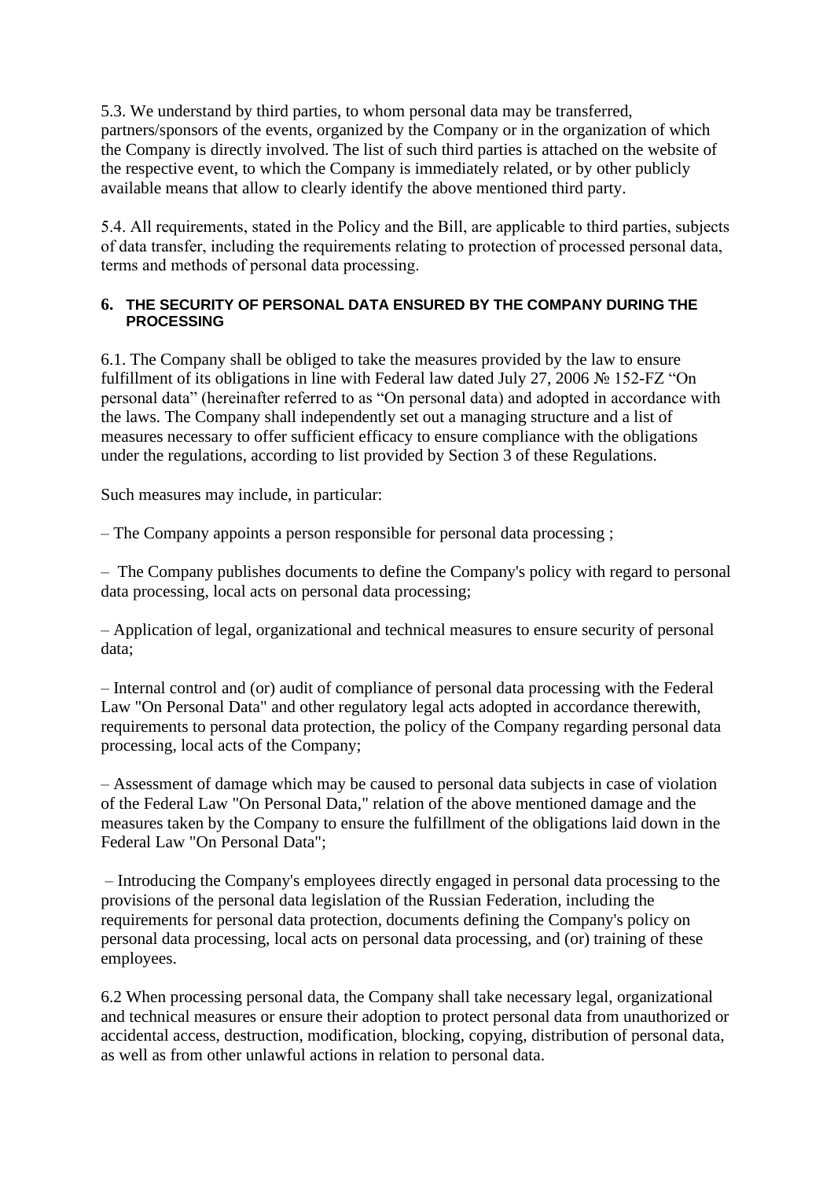5.3. We understand by third parties, to whom personal data may be transferred, partners/sponsors of the events, organized by the Company or in the organization of which the Company is directly involved. The list of such third parties is attached on the website of the respective event, to which the Company is immediately related, or by other publicly available means that allow to clearly identify the above mentioned third party.

5.4. All requirements, stated in the Policy and the Bill, are applicable to third parties, subjects of data transfer, including the requirements relating to protection of processed personal data, terms and methods of personal data processing.

## 6. THE SECURITY OF PERSONAL DATA ENSURED BY THE COMPANY DURING THE PROCESSING

6.1. The Company shall be obliged to take the measures provided by the law to ensure fulfillment of its obligations in line with Federal law dated July 27, 2006 № 152-FZ "On personal data" (hereinafter referred to as "On personal data) and adopted in accordance with the laws. The Company shall independently set out a managing structure and a list of measures necessary to offer sufficient efficacy to ensure compliance with the obligations under the regulations, according to list provided by Section 3 of these Regulations.

Such measures may include, in particular:

– The Company appoints a person responsible for personal data processing ;

– The Company publishes documents to define the Company's policy with regard to personal data processing, local acts on personal data processing;

– Application of legal, organizational and technical measures to ensure security of personal data;

– Internal control and (or) audit of compliance of personal data processing with the Federal Law "On Personal Data" and other regulatory legal acts adopted in accordance therewith, requirements to personal data protection, the policy of the Company regarding personal data processing, local acts of the Company;

– Assessment of damage which may be caused to personal data subjects in case of violation of the Federal Law "On Personal Data," relation of the above mentioned damage and the measures taken by the Company to ensure the fulfillment of the obligations laid down in the Federal Law "On Personal Data";

– Introducing the Company's employees directly engaged in personal data processing to the provisions of the personal data legislation of the Russian Federation, including the requirements for personal data protection, documents defining the Company's policy on personal data processing, local acts on personal data processing, and (or) training of these employees.

6.2 When processing personal data, the Company shall take necessary legal, organizational and technical measures or ensure their adoption to protect personal data from unauthorized or accidental access, destruction, modification, blocking, copying, distribution of personal data, as well as from other unlawful actions in relation to personal data.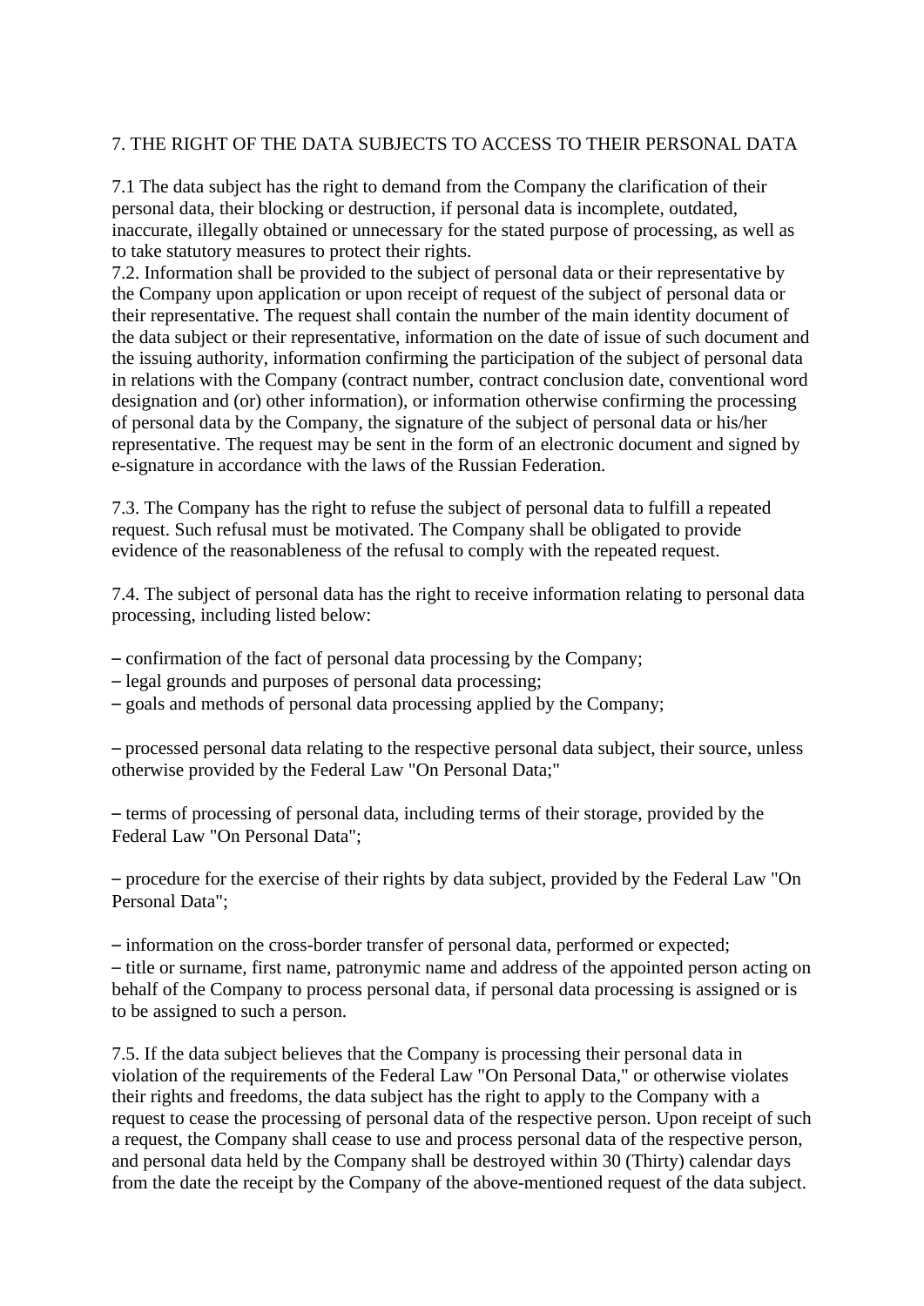## 7. THE RIGHT OF THE DATA SUBJECTS TO ACCESS TO THEIR PERSONAL DATA

7.1 The data subject has the right to demand from the Company the clarification of their personal data, their blocking or destruction, if personal data is incomplete, outdated, inaccurate, illegally obtained or unnecessary for the stated purpose of processing, as well as to take statutory measures to protect their rights.
7.2. Information shall be provided to the subject of personal data or their representative by the Company upon application or upon receipt of request of the subject of personal data or their representative. The request shall contain the number of the main identity document of the data subject or their representative, information on the date of issue of such document and the issuing authority, information confirming the participation of the subject of personal data in relations with the Company (contract number, contract conclusion date, conventional word designation and (or) other information), or information otherwise confirming the processing of personal data by the Company, the signature of the subject of personal data or his/her representative. The request may be sent in the form of an electronic document and signed by e-signature in accordance with the laws of the Russian Federation.

7.3. The Company has the right to refuse the subject of personal data to fulfill a repeated request. Such refusal must be motivated. The Company shall be obligated to provide evidence of the reasonableness of the refusal to comply with the repeated request.

7.4. The subject of personal data has the right to receive information relating to personal data processing, including listed below:

– confirmation of the fact of personal data processing by the Company;
– legal grounds and purposes of personal data processing;
– goals and methods of personal data processing applied by the Company;

– processed personal data relating to the respective personal data subject, their source, unless otherwise provided by the Federal Law "On Personal Data;"

– terms of processing of personal data, including terms of their storage, provided by the Federal Law "On Personal Data";

– procedure for the exercise of their rights by data subject, provided by the Federal Law "On Personal Data";

– information on the cross-border transfer of personal data, performed or expected;
– title or surname, first name, patronymic name and address of the appointed person acting on behalf of the Company to process personal data, if personal data processing is assigned or is to be assigned to such a person.

7.5. If the data subject believes that the Company is processing their personal data in violation of the requirements of the Federal Law "On Personal Data," or otherwise violates their rights and freedoms, the data subject has the right to apply to the Company with a request to cease the processing of personal data of the respective person. Upon receipt of such a request, the Company shall cease to use and process personal data of the respective person, and personal data held by the Company shall be destroyed within 30 (Thirty) calendar days from the date the receipt by the Company of the above-mentioned request of the data subject.